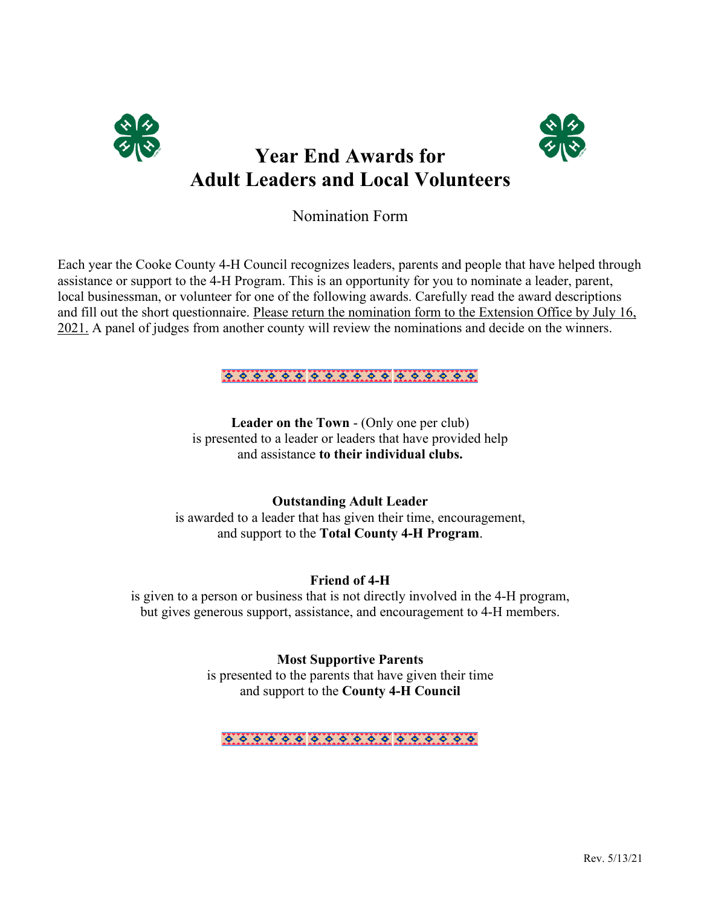# Year End Awards for Adult Leaders and Local Volunteers

Nomination Form

Each year the Cooke County 4-H Council recognizes leaders, parents and people that have helped through assistance or support to the 4-H Program. This is an opportunity for you to nominate a leader, parent, local businessman, or volunteer for one of the following awards. Carefully read the award descriptions and fill out the short questionnaire. Please return the nomination form to the Extension Office by July 16, 2021. A panel of judges from another county will review the nominations and decide on the winners.

**Leader on the Town** - (Only one per club) is presented to a leader or leaders that have provided help and assistance **to their individual clubs.**

**Outstanding Adult Leader** is awarded to a leader that has given their time, encouragement, and support to the **Total County 4-H Program**.

**Friend of 4-H** is given to a person or business that is not directly involved in the 4-H program, but gives generous support, assistance, and encouragement to 4-H members.

**Most Supportive Parents** is presented to the parents that have given their time and support to the **County 4-H Council**

Rev. 5/13/21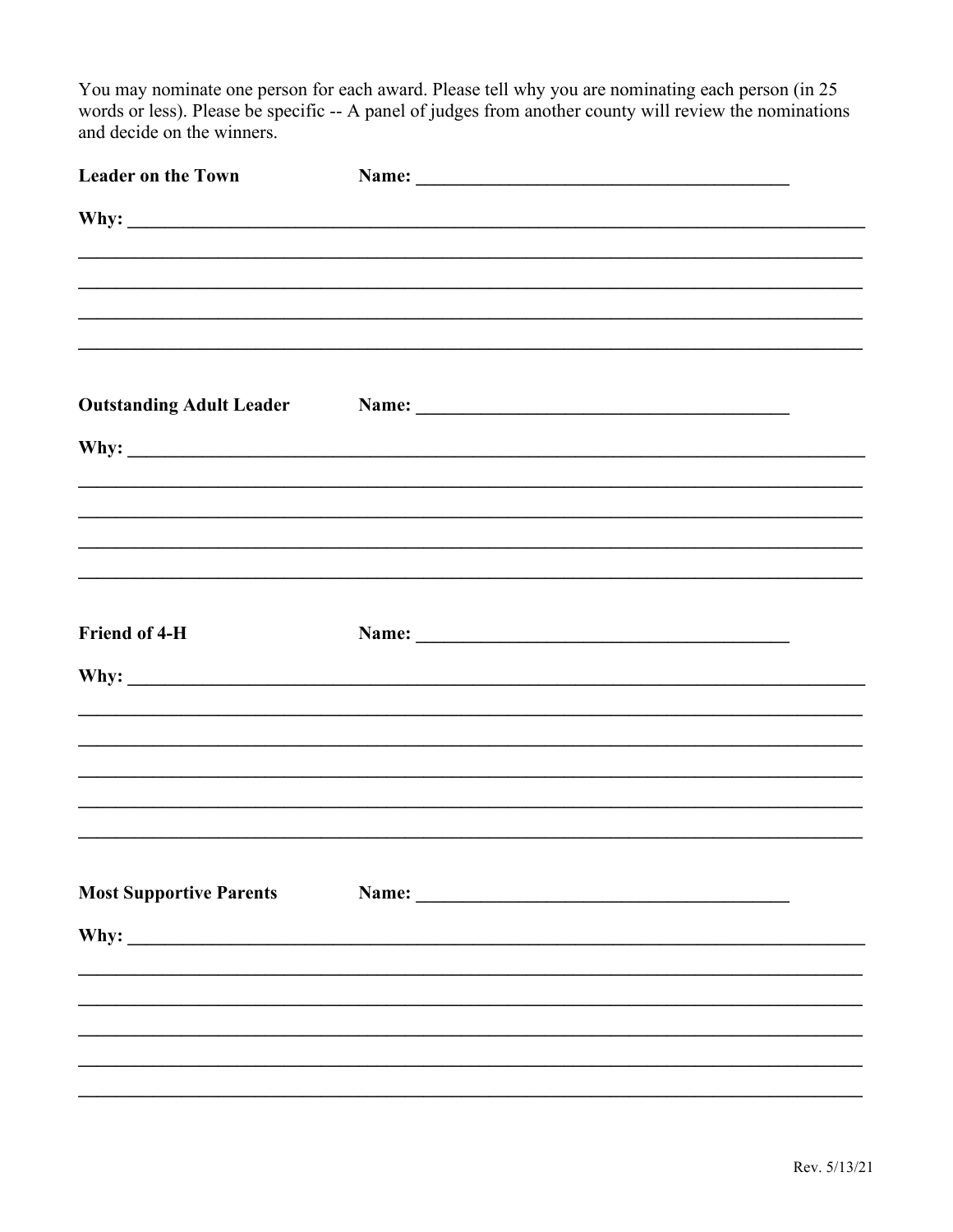You may nominate one person for each award. Please tell why you are nominating each person (in 25 words or less). Please be specific -- A panel of judges from another county will review the nominations and decide on the winners.

**Leader on the Town** **Name:** ________________________________________

**Why:** ______________________________________________________________________________

______________________________________________________________________________

______________________________________________________________________________

______________________________________________________________________________

______________________________________________________________________________

**Outstanding Adult Leader** **Name:** ________________________________________

**Why:** ______________________________________________________________________________

______________________________________________________________________________

______________________________________________________________________________

______________________________________________________________________________

______________________________________________________________________________

**Friend of 4-H** **Name:** ________________________________________

**Why:** ______________________________________________________________________________

______________________________________________________________________________

______________________________________________________________________________

______________________________________________________________________________

______________________________________________________________________________

______________________________________________________________________________

**Most Supportive Parents** **Name:** ________________________________________

**Why:** ______________________________________________________________________________

______________________________________________________________________________

______________________________________________________________________________

______________________________________________________________________________

______________________________________________________________________________

______________________________________________________________________________

Rev. 5/13/21